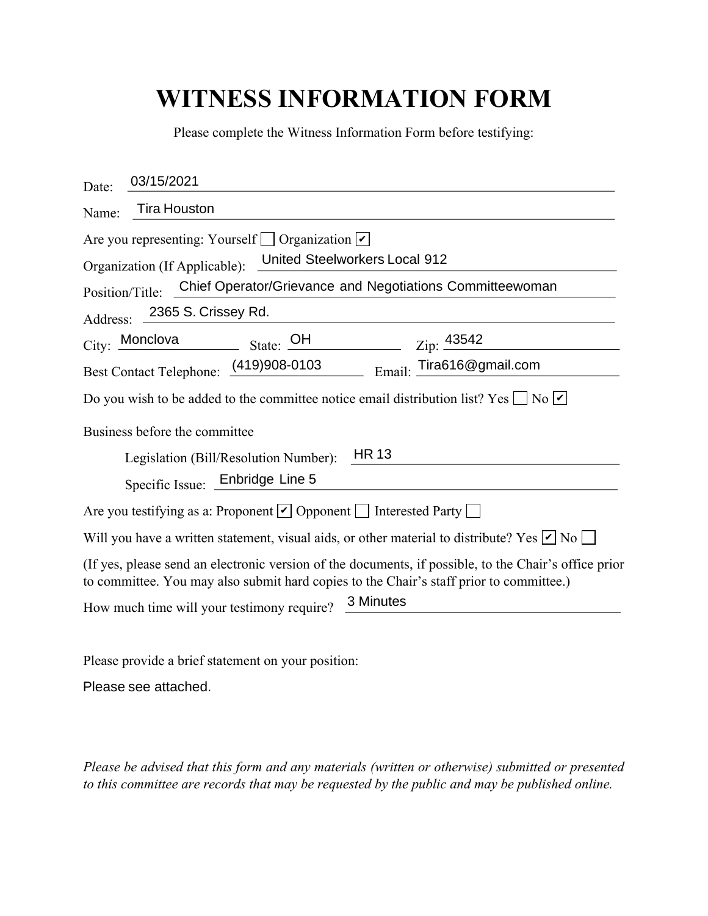# WITNESS INFORMATION FORM

Please complete the Witness Information Form before testifying:

Date: 03/15/2021

Name: Tira Houston

Are you representing: Yourself ☐ Organization ☑

Organization (If Applicable): United Steelworkers Local 912

Position/Title: Chief Operator/Grievance and Negotiations Committeewoman

Address: 2365 S. Crissey Rd.

City: Monclova State: OH Zip: 43542

Best Contact Telephone: (419)908-0103 Email: Tira616@gmail.com

Do you wish to be added to the committee notice email distribution list? Yes ☐ No ☑

Business before the committee

Legislation (Bill/Resolution Number): HR 13

Specific Issue: Enbridge Line 5

Are you testifying as a: Proponent ☑ Opponent ☐ Interested Party ☐

Will you have a written statement, visual aids, or other material to distribute? Yes ☑ No ☐

(If yes, please send an electronic version of the documents, if possible, to the Chair's office prior to committee. You may also submit hard copies to the Chair's staff prior to committee.)

How much time will your testimony require? 3 Minutes

Please provide a brief statement on your position:

Please see attached.

*Please be advised that this form and any materials (written or otherwise) submitted or presented to this committee are records that may be requested by the public and may be published online.*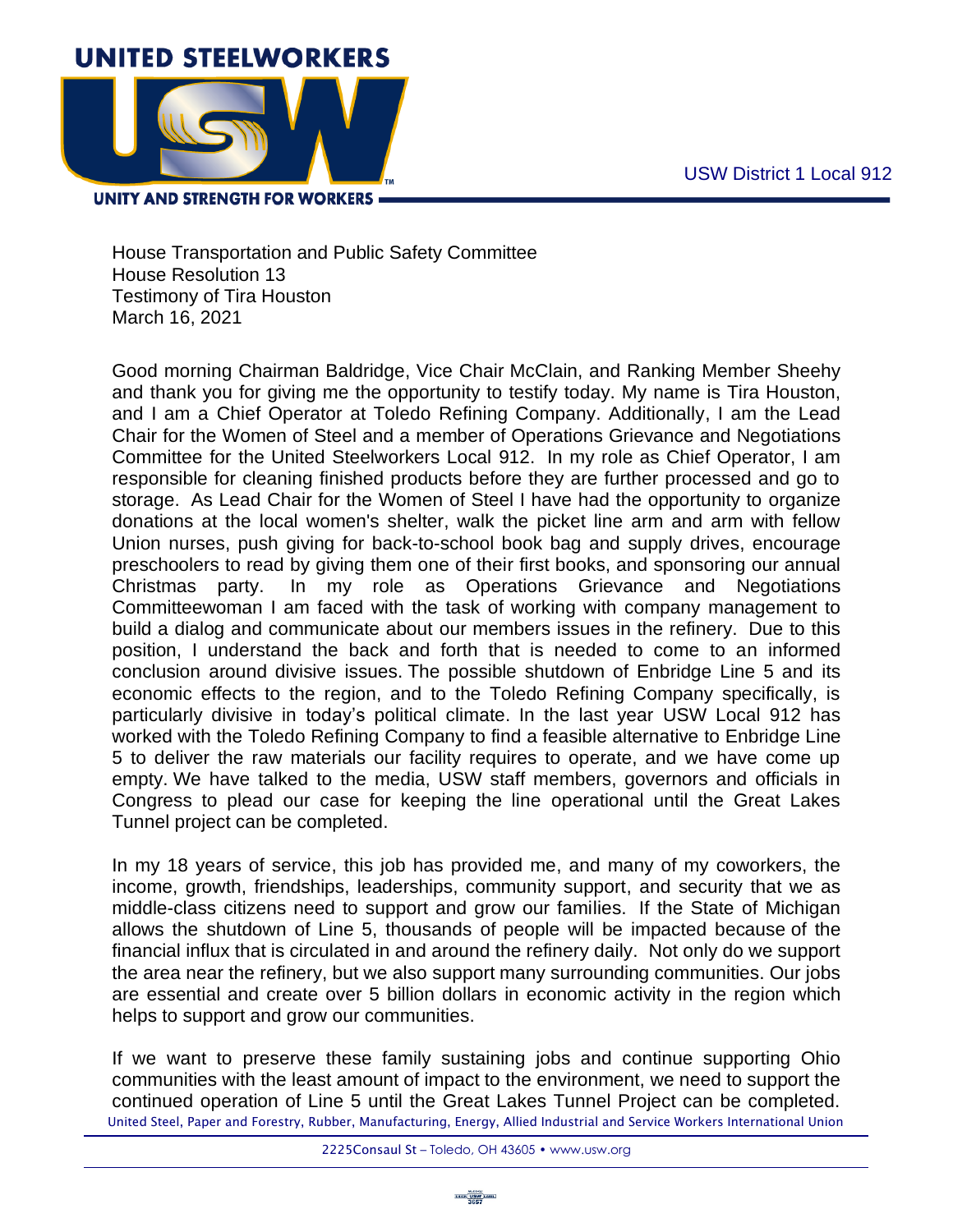USW District 1 Local 912

House Transportation and Public Safety Committee
House Resolution 13
Testimony of Tira Houston
March 16, 2021

Good morning Chairman Baldridge, Vice Chair McClain, and Ranking Member Sheehy and thank you for giving me the opportunity to testify today. My name is Tira Houston, and I am a Chief Operator at Toledo Refining Company. Additionally, I am the Lead Chair for the Women of Steel and a member of Operations Grievance and Negotiations Committee for the United Steelworkers Local 912. In my role as Chief Operator, I am responsible for cleaning finished products before they are further processed and go to storage. As Lead Chair for the Women of Steel I have had the opportunity to organize donations at the local women's shelter, walk the picket line arm and arm with fellow Union nurses, push giving for back-to-school book bag and supply drives, encourage preschoolers to read by giving them one of their first books, and sponsoring our annual Christmas party. In my role as Operations Grievance and Negotiations Committeewoman I am faced with the task of working with company management to build a dialog and communicate about our members issues in the refinery. Due to this position, I understand the back and forth that is needed to come to an informed conclusion around divisive issues. The possible shutdown of Enbridge Line 5 and its economic effects to the region, and to the Toledo Refining Company specifically, is particularly divisive in today's political climate. In the last year USW Local 912 has worked with the Toledo Refining Company to find a feasible alternative to Enbridge Line 5 to deliver the raw materials our facility requires to operate, and we have come up empty. We have talked to the media, USW staff members, governors and officials in Congress to plead our case for keeping the line operational until the Great Lakes Tunnel project can be completed.

In my 18 years of service, this job has provided me, and many of my coworkers, the income, growth, friendships, leaderships, community support, and security that we as middle-class citizens need to support and grow our families. If the State of Michigan allows the shutdown of Line 5, thousands of people will be impacted because of the financial influx that is circulated in and around the refinery daily. Not only do we support the area near the refinery, but we also support many surrounding communities. Our jobs are essential and create over 5 billion dollars in economic activity in the region which helps to support and grow our communities.

If we want to preserve these family sustaining jobs and continue supporting Ohio communities with the least amount of impact to the environment, we need to support the continued operation of Line 5 until the Great Lakes Tunnel Project can be completed.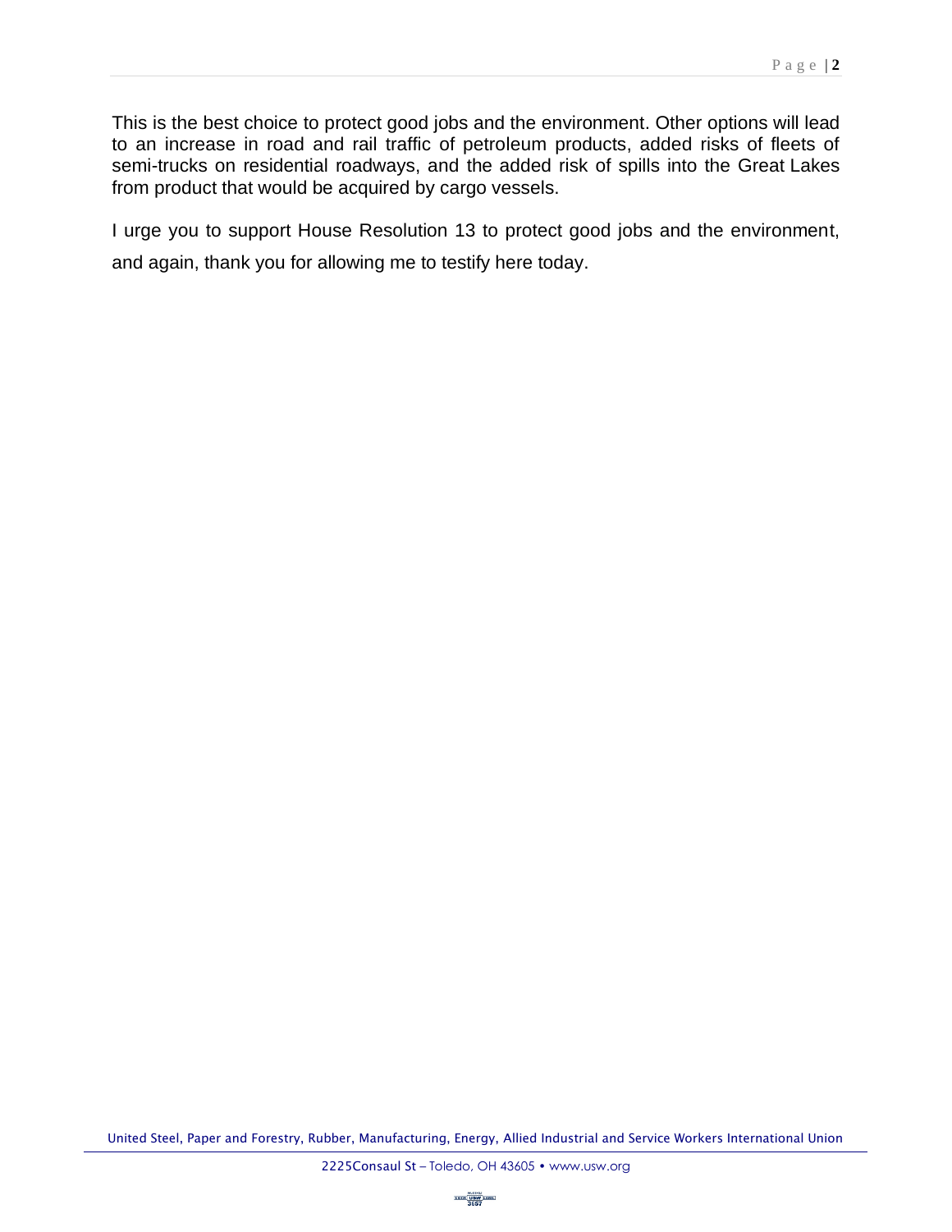This is the best choice to protect good jobs and the environment. Other options will lead to an increase in road and rail traffic of petroleum products, added risks of fleets of semi-trucks on residential roadways, and the added risk of spills into the Great Lakes from product that would be acquired by cargo vessels.

I urge you to support House Resolution 13 to protect good jobs and the environment, and again, thank you for allowing me to testify here today.